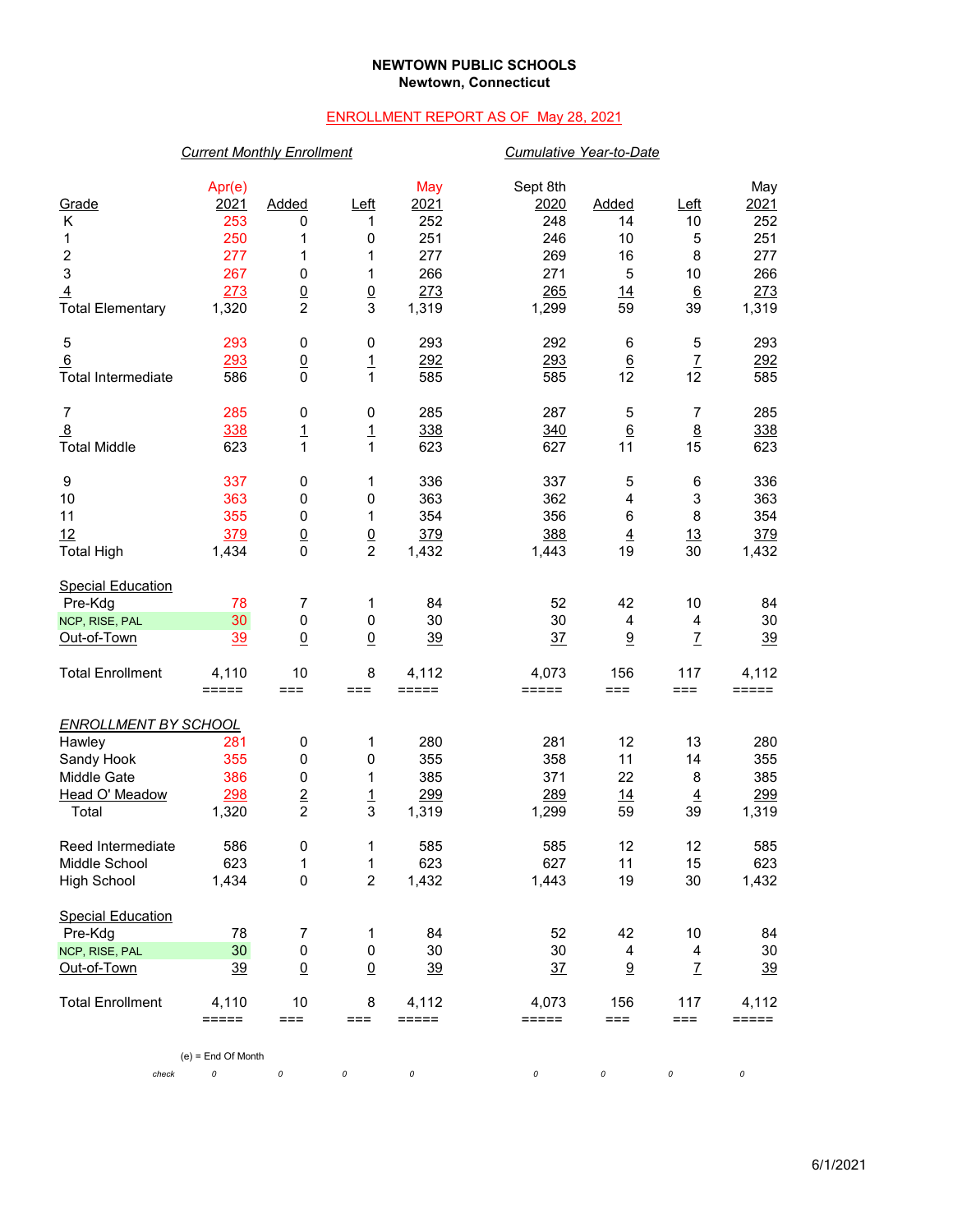# NEWTOWN PUBLIC SCHOOLS
## Newtown, Connecticut

ENROLLMENT REPORT AS OF May 28, 2021

| | *Current Monthly Enrollment* | | | | *Cumulative Year-to-Date* | | | |
|---|---|---|---|---|---|---|---|---|
| Grade | Apr(e) 2021 | Added | Left | May 2021 | Sept 8th 2020 | Added | Left | May 2021 |
| K | 253 | 0 | 1 | 252 | 248 | 14 | 10 | 252 |
| 1 | 250 | 1 | 0 | 251 | 246 | 10 | 5 | 251 |
| 2 | 277 | 1 | 1 | 277 | 269 | 16 | 8 | 277 |
| 3 | 267 | 0 | 1 | 266 | 271 | 5 | 10 | 266 |
| 4 | 273 | 0 | 0 | 273 | 265 | 14 | 6 | 273 |
| Total Elementary | 1,320 | 2 | 3 | 1,319 | 1,299 | 59 | 39 | 1,319 |
| | | | | | | | | |
| 5 | 293 | 0 | 0 | 293 | 292 | 6 | 5 | 293 |
| 6 | 293 | 0 | 1 | 292 | 293 | 6 | 7 | 292 |
| Total Intermediate | 586 | 0 | 1 | 585 | 585 | 12 | 12 | 585 |
| | | | | | | | | |
| 7 | 285 | 0 | 0 | 285 | 287 | 5 | 7 | 285 |
| 8 | 338 | 1 | 1 | 338 | 340 | 6 | 8 | 338 |
| Total Middle | 623 | 1 | 1 | 623 | 627 | 11 | 15 | 623 |
| | | | | | | | | |
| 9 | 337 | 0 | 1 | 336 | 337 | 5 | 6 | 336 |
| 10 | 363 | 0 | 0 | 363 | 362 | 4 | 3 | 363 |
| 11 | 355 | 0 | 1 | 354 | 356 | 6 | 8 | 354 |
| 12 | 379 | 0 | 0 | 379 | 388 | 4 | 13 | 379 |
| Total High | 1,434 | 0 | 2 | 1,432 | 1,443 | 19 | 30 | 1,432 |
| | | | | | | | | |
| Special Education | | | | | | | | |
| Pre-Kdg | 78 | 7 | 1 | 84 | 52 | 42 | 10 | 84 |
| NCP, RISE, PAL | 30 | 0 | 0 | 30 | 30 | 4 | 4 | 30 |
| Out-of-Town | 39 | 0 | 0 | 39 | 37 | 9 | 7 | 39 |
| | | | | | | | | |
| Total Enrollment | 4,110 | 10 | 8 | 4,112 | 4,073 | 156 | 117 | 4,112 |
| | ===== | === | === | ===== | ===== | === | === | ===== |
| | | | | | | | | |
| *ENROLLMENT BY SCHOOL* | | | | | | | | |
| Hawley | 281 | 0 | 1 | 280 | 281 | 12 | 13 | 280 |
| Sandy Hook | 355 | 0 | 0 | 355 | 358 | 11 | 14 | 355 |
| Middle Gate | 386 | 0 | 1 | 385 | 371 | 22 | 8 | 385 |
| Head O' Meadow | 298 | 2 | 1 | 299 | 289 | 14 | 4 | 299 |
| Total | 1,320 | 2 | 3 | 1,319 | 1,299 | 59 | 39 | 1,319 |
| | | | | | | | | |
| Reed Intermediate | 586 | 0 | 1 | 585 | 585 | 12 | 12 | 585 |
| Middle School | 623 | 1 | 1 | 623 | 627 | 11 | 15 | 623 |
| High School | 1,434 | 0 | 2 | 1,432 | 1,443 | 19 | 30 | 1,432 |
| | | | | | | | | |
| Special Education | | | | | | | | |
| Pre-Kdg | 78 | 7 | 1 | 84 | 52 | 42 | 10 | 84 |
| NCP, RISE, PAL | 30 | 0 | 0 | 30 | 30 | 4 | 4 | 30 |
| Out-of-Town | 39 | 0 | 0 | 39 | 37 | 9 | 7 | 39 |
| | | | | | | | | |
| Total Enrollment | 4,110 | 10 | 8 | 4,112 | 4,073 | 156 | 117 | 4,112 |
| | ===== | === | === | ===== | ===== | === | === | ===== |
| | | | | | | | | |
| check | 0 | 0 | 0 | 0 | 0 | 0 | 0 | 0 |

(e) = End Of Month

6/1/2021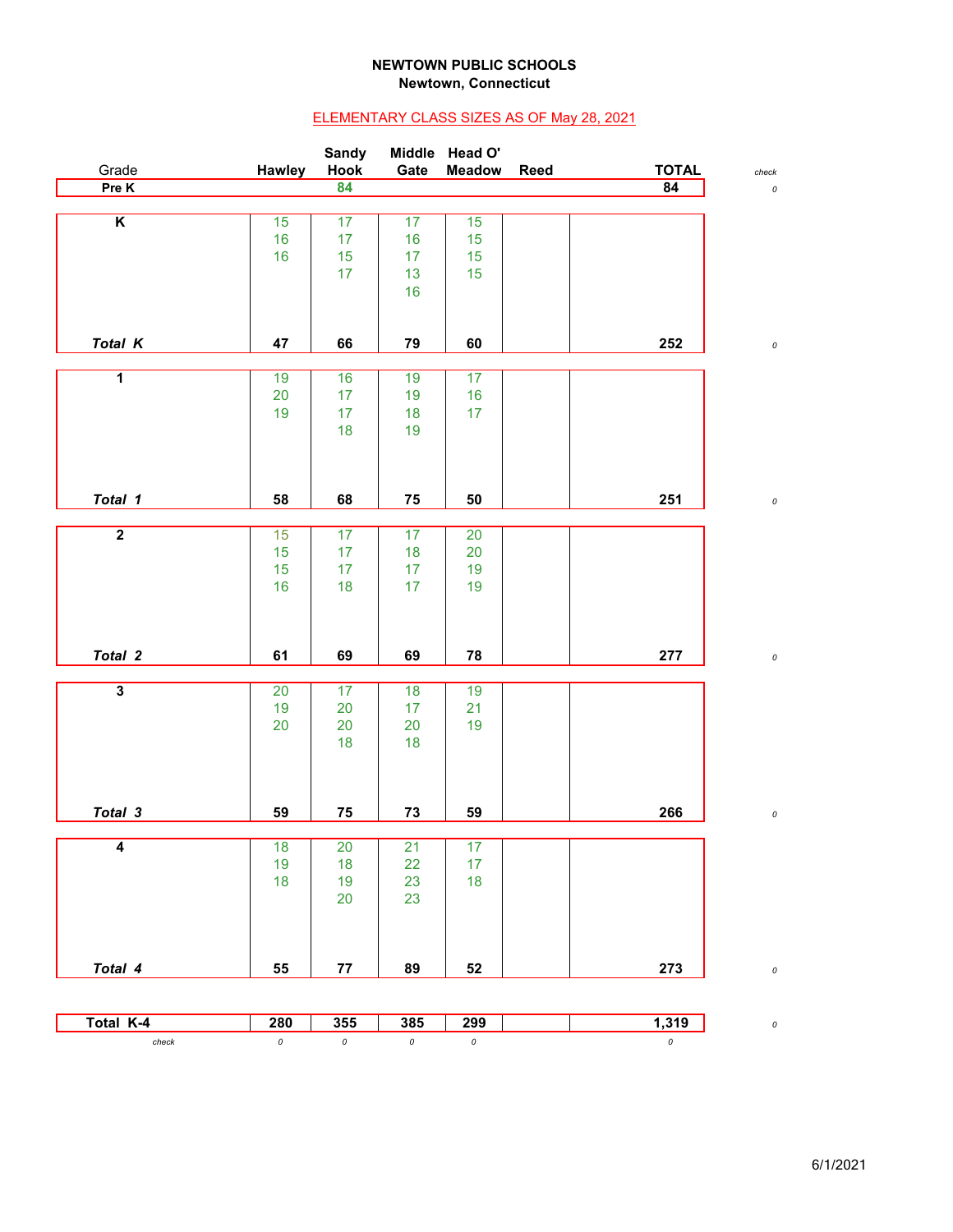**NEWTOWN PUBLIC SCHOOLS**
**Newtown, Connecticut**

ELEMENTARY CLASS SIZES AS OF May 28, 2021

| Grade | Hawley | Sandy Hook | Middle Gate | Head O' Meadow | Reed | TOTAL | check |
|---|---|---|---|---|---|---|---|
| **Pre K** | | **84** | | | | **84** | 0 |
| **K** | 15 | 17 | 17 | 15 | | | |
| | 16 | 17 | 16 | 15 | | | |
| | 16 | 15 | 17 | 15 | | | |
| | | 17 | 13 | 15 | | | |
| | | | 16 | | | | |
| ***Total K*** | **47** | **66** | **79** | **60** | | **252** | 0 |
| **1** | 19 | 16 | 19 | 17 | | | |
| | 20 | 17 | 19 | 16 | | | |
| | 19 | 17 | 18 | 17 | | | |
| | | 18 | 19 | | | | |
| ***Total 1*** | **58** | **68** | **75** | **50** | | **251** | 0 |
| **2** | 15 | 17 | 17 | 20 | | | |
| | 15 | 17 | 18 | 20 | | | |
| | 15 | 17 | 17 | 19 | | | |
| | 16 | 18 | 17 | 19 | | | |
| ***Total 2*** | **61** | **69** | **69** | **78** | | **277** | 0 |
| **3** | 20 | 17 | 18 | 19 | | | |
| | 19 | 20 | 17 | 21 | | | |
| | 20 | 20 | 20 | 19 | | | |
| | | 18 | 18 | | | | |
| ***Total 3*** | **59** | **75** | **73** | **59** | | **266** | 0 |
| **4** | 18 | 20 | 21 | 17 | | | |
| | 19 | 18 | 22 | 17 | | | |
| | 18 | 19 | 23 | 18 | | | |
| | | 20 | 23 | | | | |
| ***Total 4*** | **55** | **77** | **89** | **52** | | **273** | 0 |
| **Total K-4** | **280** | **355** | **385** | **299** | | **1,319** | 0 |
| *check* | *0* | *0* | *0* | *0* | | *0* | |

6/1/2021